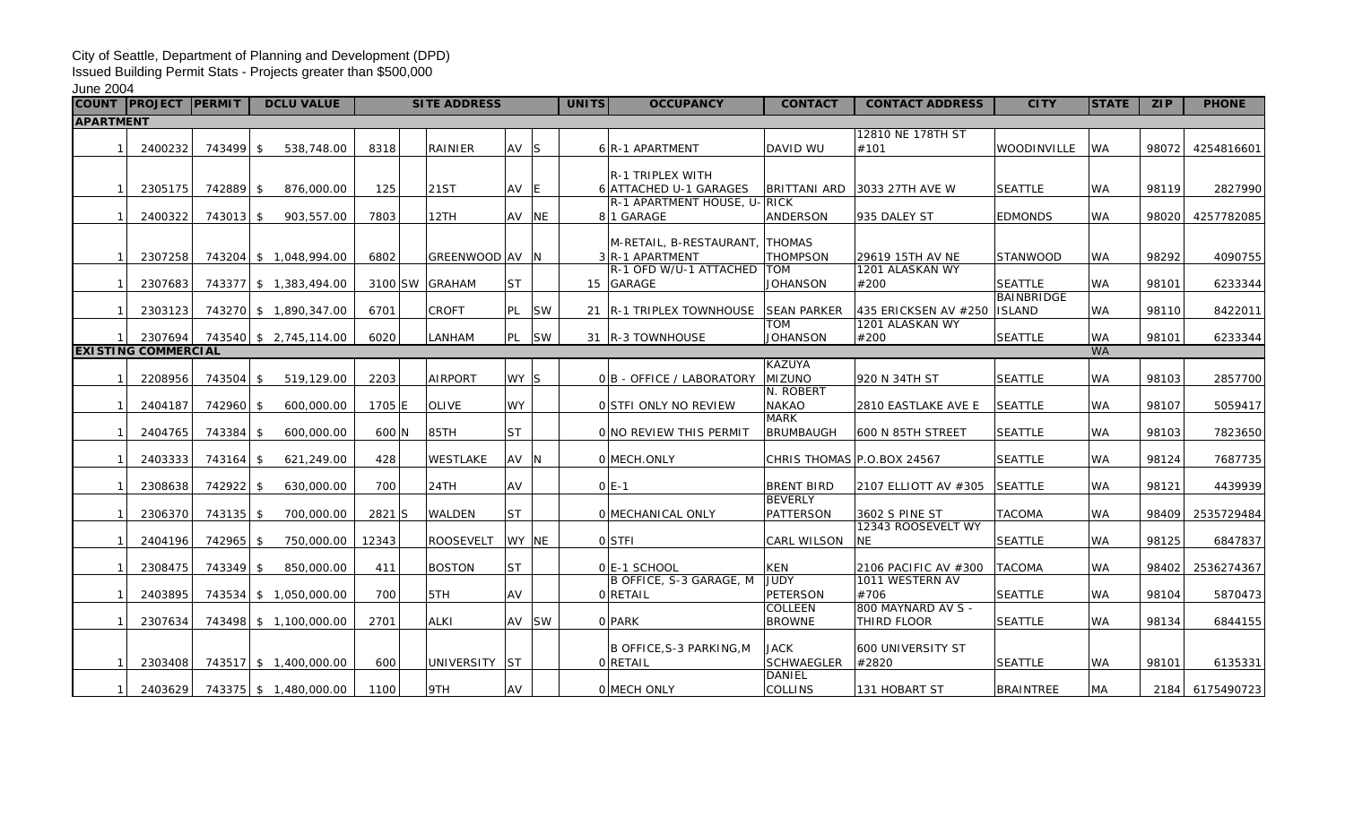City of Seattle, Department of Planning and Development (DPD)

Issued Building Permit Stats - Projects greater than $500,000

June 2004

| COUNT | PROJECT | PERMIT | DCLU VALUE | SITE ADDRESS | | | | | UNITS | OCCUPANCY | CONTACT | CONTACT ADDRESS | CITY | STATE | ZIP | PHONE |
|---|---|---|---|---|---|---|---|---|---|---|---|---|---|---|---|---|
| **APARTMENT** | | | | | | | | | | | | | | | | |
| 1 | 2400232 | 743499 | $ 538,748.00 | 8318 | | RAINIER | AV | S | 6 | R-1 APARTMENT | DAVID WU | 12810 NE 178TH ST #101 | WOODINVILLE | WA | 98072 | 4254816601 |
| 1 | 2305175 | 742889 | $ 876,000.00 | 125 | | 21ST | AV | E | 6 | R-1 TRIPLEX WITH ATTACHED U-1 GARAGES | BRITTANI ARD | 3033 27TH AVE W | SEATTLE | WA | 98119 | 2827990 |
| 1 | 2400322 | 743013 | $ 903,557.00 | 7803 | | 12TH | AV | NE | 8 | R-1 APARTMENT HOUSE, U-1 GARAGE | RICK ANDERSON | 935 DALEY ST | EDMONDS | WA | 98020 | 4257782085 |
| 1 | 2307258 | 743204 | $ 1,048,994.00 | 6802 | | GREENWOOD | AV | N | 3 | M-RETAIL, B-RESTAURANT, R-1 APARTMENT | THOMAS THOMPSON | 29619 15TH AV NE | STANWOOD | WA | 98292 | 4090755 |
| 1 | 2307683 | 743377 | $ 1,383,494.00 | 3100 | SW | GRAHAM | ST | | 15 | R-1 OFD W/U-1 ATTACHED GARAGE | TOM JOHANSON | 1201 ALASKAN WY #200 | SEATTLE | WA | 98101 | 6233344 |
| 1 | 2303123 | 743270 | $ 1,890,347.00 | 6701 | | CROFT | PL | SW | 21 | R-1 TRIPLEX TOWNHOUSE | SEAN PARKER | 435 ERICKSEN AV #250 | BAINBRIDGE ISLAND | WA | 98110 | 8422011 |
| 1 | 2307694 | 743540 | $ 2,745,114.00 | 6020 | | LANHAM | PL | SW | 31 | R-3 TOWNHOUSE | TOM JOHANSON | 1201 ALASKAN WY #200 | SEATTLE | WA | 98101 | 6233344 |
| **EXISTING COMMERCIAL** | | | | | | | | | | | | | | WA | | |
| 1 | 2208956 | 743504 | $ 519,129.00 | 2203 | | AIRPORT | WY | S | 0 | B - OFFICE / LABORATORY | KAZUYA MIZUNO | 920 N 34TH ST | SEATTLE | WA | 98103 | 2857700 |
| 1 | 2404187 | 742960 | $ 600,000.00 | 1705 | E | OLIVE | WY | | 0 | STFI ONLY NO REVIEW | N. ROBERT NAKAO | 2810 EASTLAKE AVE E | SEATTLE | WA | 98107 | 5059417 |
| 1 | 2404765 | 743384 | $ 600,000.00 | 600 | N | 85TH | ST | | 0 | NO REVIEW THIS PERMIT | MARK BRUMBAUGH | 600 N 85TH STREET | SEATTLE | WA | 98103 | 7823650 |
| 1 | 2403333 | 743164 | $ 621,249.00 | 428 | | WESTLAKE | AV | N | 0 | MECH.ONLY | CHRIS THOMAS | P.O.BOX 24567 | SEATTLE | WA | 98124 | 7687735 |
| 1 | 2308638 | 742922 | $ 630,000.00 | 700 | | 24TH | AV | | 0 | E-1 | BRENT BIRD | 2107 ELLIOTT AV #305 | SEATTLE | WA | 98121 | 4439939 |
| 1 | 2306370 | 743135 | $ 700,000.00 | 2821 | S | WALDEN | ST | | 0 | MECHANICAL ONLY | BEVERLY PATTERSON | 3602 S PINE ST | TACOMA | WA | 98409 | 2535729484 |
| 1 | 2404196 | 742965 | $ 750,000.00 | 12343 | | ROOSEVELT | WY | NE | 0 | STFI | CARL WILSON | 12343 ROOSEVELT WY NE | SEATTLE | WA | 98125 | 6847837 |
| 1 | 2308475 | 743349 | $ 850,000.00 | 411 | | BOSTON | ST | | 0 | E-1 SCHOOL | KEN | 2106 PACIFIC AV #300 | TACOMA | WA | 98402 | 2536274367 |
| 1 | 2403895 | 743534 | $ 1,050,000.00 | 700 | | 5TH | AV | | 0 | B OFFICE, S-3 GARAGE, M RETAIL | JUDY PETERSON | 1011 WESTERN AV #706 | SEATTLE | WA | 98104 | 5870473 |
| 1 | 2307634 | 743498 | $ 1,100,000.00 | 2701 | | ALKI | AV | SW | 0 | PARK | COLLEEN BROWNE | 800 MAYNARD AV S - THIRD FLOOR | SEATTLE | WA | 98134 | 6844155 |
| 1 | 2303408 | 743517 | $ 1,400,000.00 | 600 | | UNIVERSITY | ST | | 0 | B OFFICE,S-3 PARKING,M RETAIL | JACK SCHWAEGLER | 600 UNIVERSITY ST #2820 | SEATTLE | WA | 98101 | 6135331 |
| 1 | 2403629 | 743375 | $ 1,480,000.00 | 1100 | | 9TH | AV | | 0 | MECH ONLY | DANIEL COLLINS | 131 HOBART ST | BRAINTREE | MA | 2184 | 6175490723 |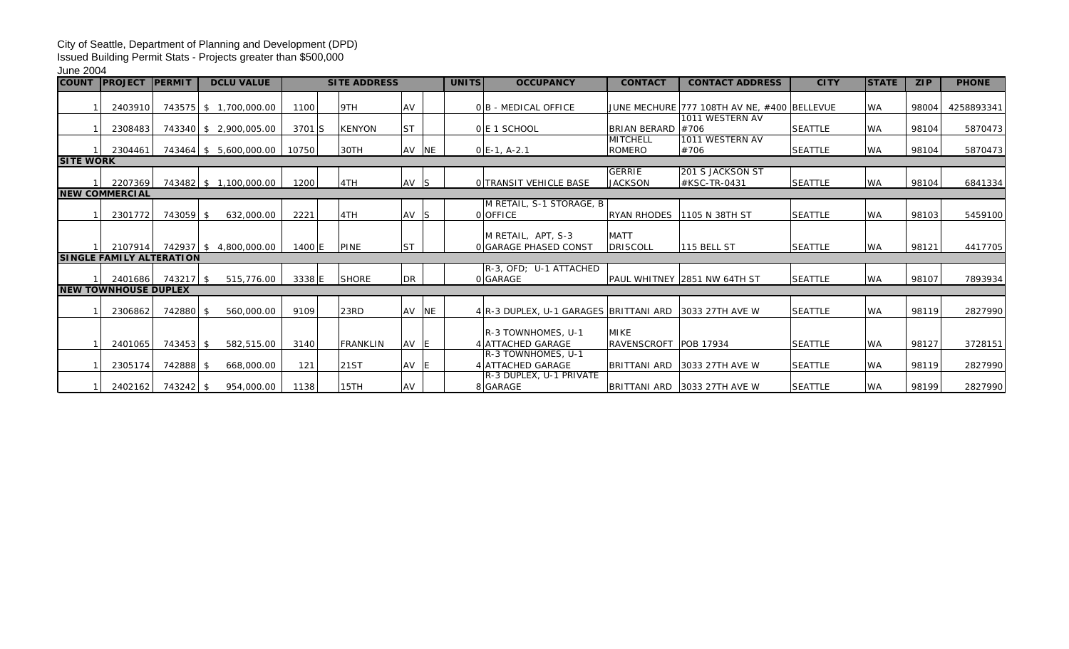City of Seattle, Department of Planning and Development (DPD)
Issued Building Permit Stats - Projects greater than $500,000
June 2004

| COUNT | PROJECT | PERMIT | DCLU VALUE | SITE ADDRESS | | | | | UNITS | OCCUPANCY | CONTACT | CONTACT ADDRESS | CITY | STATE | ZIP | PHONE |
|---|---|---|---|---|---|---|---|---|---|---|---|---|---|---|---|---|
| 1 | 2403910 | 743575 | $ 1,700,000.00 | 1100 | | 9TH | AV | | 0 | B - MEDICAL OFFICE | JUNE MECHURE | 777 108TH AV NE, #400 | BELLEVUE | WA | 98004 | 4258893341 |
| 1 | 2308483 | 743340 | $ 2,900,005.00 | 3701 | S | KENYON | ST | | 0 | E 1 SCHOOL | BRIAN BERARD | 1011 WESTERN AV #706 | SEATTLE | WA | 98104 | 5870473 |
| 1 | 2304461 | 743464 | $ 5,600,000.00 | 10750 | | 30TH | AV | NE | 0 | E-1, A-2.1 | MITCHELL ROMERO | 1011 WESTERN AV #706 | SEATTLE | WA | 98104 | 5870473 |
| **SITE WORK** | | | | | | | | | | | | | | | | |
| 1 | 2207369 | 743482 | $ 1,100,000.00 | 1200 | | 4TH | AV | S | 0 | TRANSIT VEHICLE BASE | GERRIE JACKSON | 201 S JACKSON ST #KSC-TR-0431 | SEATTLE | WA | 98104 | 6841334 |
| **NEW COMMERCIAL** | | | | | | | | | | | | | | | | |
| 1 | 2301772 | 743059 | $ 632,000.00 | 2221 | | 4TH | AV | S | 0 | M RETAIL, S-1 STORAGE, B OFFICE | RYAN RHODES | 1105 N 38TH ST | SEATTLE | WA | 98103 | 5459100 |
| 1 | 2107914 | 742937 | $ 4,800,000.00 | 1400 | E | PINE | ST | | 0 | M RETAIL, APT, S-3 GARAGE PHASED CONST | MATT DRISCOLL | 115 BELL ST | SEATTLE | WA | 98121 | 4417705 |
| **SINGLE FAMILY ALTERATION** | | | | | | | | | | | | | | | | |
| 1 | 2401686 | 743217 | $ 515,776.00 | 3338 | E | SHORE | DR | | 0 | R-3, OFD; U-1 ATTACHED GARAGE | PAUL WHITNEY | 2851 NW 64TH ST | SEATTLE | WA | 98107 | 7893934 |
| **NEW TOWNHOUSE DUPLEX** | | | | | | | | | | | | | | | | |
| 1 | 2306862 | 742880 | $ 560,000.00 | 9109 | | 23RD | AV | NE | 4 | R-3 DUPLEX, U-1 GARAGES | BRITTANI ARD | 3033 27TH AVE W | SEATTLE | WA | 98119 | 2827990 |
| 1 | 2401065 | 743453 | $ 582,515.00 | 3140 | | FRANKLIN | AV | E | 4 | R-3 TOWNHOMES, U-1 ATTACHED GARAGE | MIKE RAVENSCROFT | POB 17934 | SEATTLE | WA | 98127 | 3728151 |
| 1 | 2305174 | 742888 | $ 668,000.00 | 121 | | 21ST | AV | E | 4 | R-3 TOWNHOMES, U-1 ATTACHED GARAGE | BRITTANI ARD | 3033 27TH AVE W | SEATTLE | WA | 98119 | 2827990 |
| 1 | 2402162 | 743242 | $ 954,000.00 | 1138 | | 15TH | AV | | 8 | R-3 DUPLEX, U-1 PRIVATE GARAGE | BRITTANI ARD | 3033 27TH AVE W | SEATTLE | WA | 98199 | 2827990 |